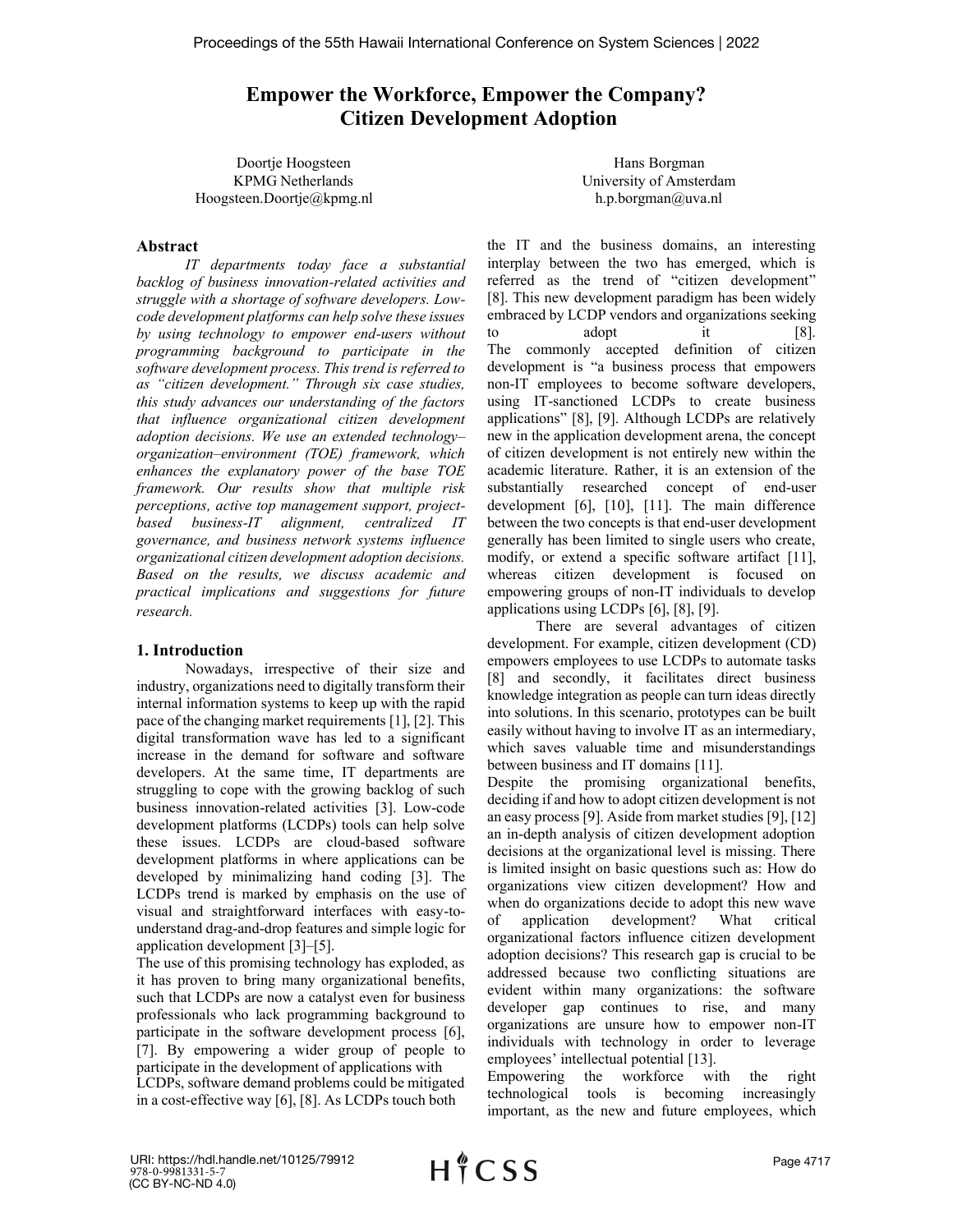# Empower the Workforce, Empower the Company? Citizen Development Adoption

Doortje Hoogsteen
KPMG Netherlands
Hoogsteen.Doortje@kpmg.nl

Hans Borgman
University of Amsterdam
h.p.borgman@uva.nl

## Abstract

*IT departments today face a substantial backlog of business innovation-related activities and struggle with a shortage of software developers. Low-code development platforms can help solve these issues by using technology to empower end-users without programming background to participate in the software development process. This trend is referred to as "citizen development." Through six case studies, this study advances our understanding of the factors that influence organizational citizen development adoption decisions. We use an extended technology–organization–environment (TOE) framework, which enhances the explanatory power of the base TOE framework. Our results show that multiple risk perceptions, active top management support, project-based business-IT alignment, centralized IT governance, and business network systems influence organizational citizen development adoption decisions. Based on the results, we discuss academic and practical implications and suggestions for future research.*

## 1. Introduction

Nowadays, irrespective of their size and industry, organizations need to digitally transform their internal information systems to keep up with the rapid pace of the changing market requirements [1], [2]. This digital transformation wave has led to a significant increase in the demand for software and software developers. At the same time, IT departments are struggling to cope with the growing backlog of such business innovation-related activities [3]. Low-code development platforms (LCDPs) tools can help solve these issues. LCDPs are cloud-based software development platforms in where applications can be developed by minimalizing hand coding [3]. The LCDPs trend is marked by emphasis on the use of visual and straightforward interfaces with easy-to-understand drag-and-drop features and simple logic for application development [3]–[5].

The use of this promising technology has exploded, as it has proven to bring many organizational benefits, such that LCDPs are now a catalyst even for business professionals who lack programming background to participate in the software development process [6], [7]. By empowering a wider group of people to participate in the development of applications with LCDPs, software demand problems could be mitigated in a cost-effective way [6], [8]. As LCDPs touch both the IT and the business domains, an interesting interplay between the two has emerged, which is referred as the trend of "citizen development" [8]. This new development paradigm has been widely embraced by LCDP vendors and organizations seeking to adopt it [8]. The commonly accepted definition of citizen development is "a business process that empowers non-IT employees to become software developers, using IT-sanctioned LCDPs to create business applications" [8], [9]. Although LCDPs are relatively new in the application development arena, the concept of citizen development is not entirely new within the academic literature. Rather, it is an extension of the substantially researched concept of end-user development [6], [10], [11]. The main difference between the two concepts is that end-user development generally has been limited to single users who create, modify, or extend a specific software artifact [11], whereas citizen development is focused on empowering groups of non-IT individuals to develop applications using LCDPs [6], [8], [9].

There are several advantages of citizen development. For example, citizen development (CD) empowers employees to use LCDPs to automate tasks [8] and secondly, it facilitates direct business knowledge integration as people can turn ideas directly into solutions. In this scenario, prototypes can be built easily without having to involve IT as an intermediary, which saves valuable time and misunderstandings between business and IT domains [11].

Despite the promising organizational benefits, deciding if and how to adopt citizen development is not an easy process [9]. Aside from market studies [9], [12] an in-depth analysis of citizen development adoption decisions at the organizational level is missing. There is limited insight on basic questions such as: How do organizations view citizen development? How and when do organizations decide to adopt this new wave of application development? What critical organizational factors influence citizen development adoption decisions? This research gap is crucial to be addressed because two conflicting situations are evident within many organizations: the software developer gap continues to rise, and many organizations are unsure how to empower non-IT individuals with technology in order to leverage employees' intellectual potential [13].

Empowering the workforce with the right technological tools is becoming increasingly important, as the new and future employees, which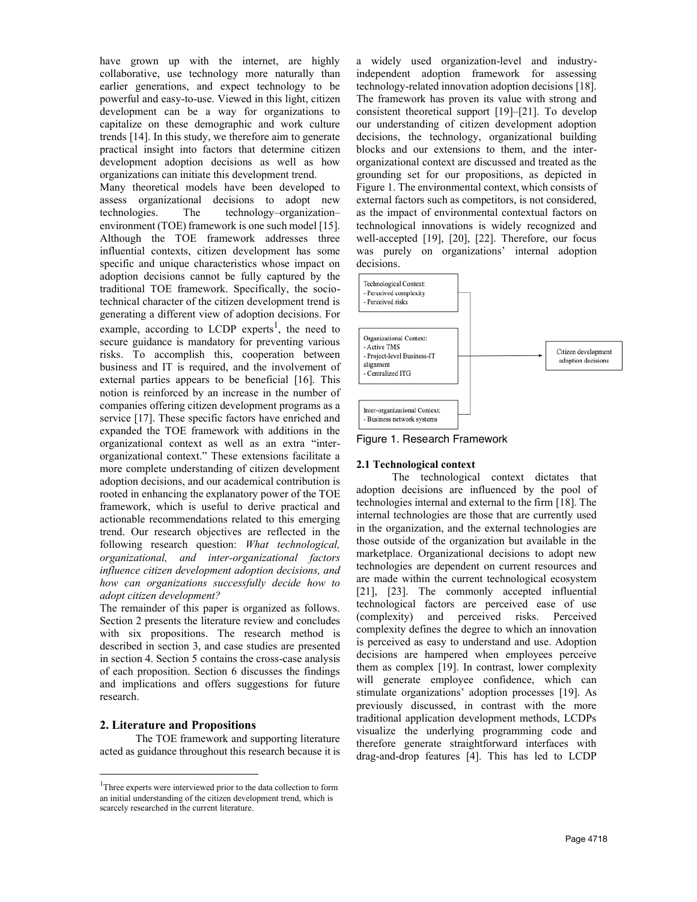have grown up with the internet, are highly collaborative, use technology more naturally than earlier generations, and expect technology to be powerful and easy-to-use. Viewed in this light, citizen development can be a way for organizations to capitalize on these demographic and work culture trends [14]. In this study, we therefore aim to generate practical insight into factors that determine citizen development adoption decisions as well as how organizations can initiate this development trend.

Many theoretical models have been developed to assess organizational decisions to adopt new technologies. The technology–organization–environment (TOE) framework is one such model [15]. Although the TOE framework addresses three influential contexts, citizen development has some specific and unique characteristics whose impact on adoption decisions cannot be fully captured by the traditional TOE framework. Specifically, the socio-technical character of the citizen development trend is generating a different view of adoption decisions. For example, according to LCDP experts[1], the need to secure guidance is mandatory for preventing various risks. To accomplish this, cooperation between business and IT is required, and the involvement of external parties appears to be beneficial [16]. This notion is reinforced by an increase in the number of companies offering citizen development programs as a service [17]. These specific factors have enriched and expanded the TOE framework with additions in the organizational context as well as an extra "inter-organizational context." These extensions facilitate a more complete understanding of citizen development adoption decisions, and our academical contribution is rooted in enhancing the explanatory power of the TOE framework, which is useful to derive practical and actionable recommendations related to this emerging trend. Our research objectives are reflected in the following research question: *What technological, organizational, and inter-organizational factors influence citizen development adoption decisions, and how can organizations successfully decide how to adopt citizen development?*

The remainder of this paper is organized as follows. Section 2 presents the literature review and concludes with six propositions. The research method is described in section 3, and case studies are presented in section 4. Section 5 contains the cross-case analysis of each proposition. Section 6 discusses the findings and implications and offers suggestions for future research.

## 2. Literature and Propositions

The TOE framework and supporting literature acted as guidance throughout this research because it is a widely used organization-level and industry-independent adoption framework for assessing technology-related innovation adoption decisions [18]. The framework has proven its value with strong and consistent theoretical support [19]–[21]. To develop our understanding of citizen development adoption decisions, the technology, organizational building blocks and our extensions to them, and the inter-organizational context are discussed and treated as the grounding set for our propositions, as depicted in Figure 1. The environmental context, which consists of external factors such as competitors, is not considered, as the impact of environmental contextual factors on technological innovations is widely recognized and well-accepted [19], [20], [22]. Therefore, our focus was purely on organizations' internal adoption decisions.

Technological Context:
- Perceived complexity
- Perceived risks

Organizational Context:
- Active TMS
- Project-level Business-IT alignment
- Centralized ITG

Inter-organizational Context:
- Business network systems

→ Citizen development adoption decisions

Figure 1. Research Framework

### 2.1 Technological context

The technological context dictates that adoption decisions are influenced by the pool of technologies internal and external to the firm [18]. The internal technologies are those that are currently used in the organization, and the external technologies are those outside of the organization but available in the marketplace. Organizational decisions to adopt new technologies are dependent on current resources and are made within the current technological ecosystem [21], [23]. The commonly accepted influential technological factors are perceived ease of use (complexity) and perceived risks. Perceived complexity defines the degree to which an innovation is perceived as easy to understand and use. Adoption decisions are hampered when employees perceive them as complex [19]. In contrast, lower complexity will generate employee confidence, which can stimulate organizations' adoption processes [19]. As previously discussed, in contrast with the more traditional application development methods, LCDPs visualize the underlying programming code and therefore generate straightforward interfaces with drag-and-drop features [4]. This has led to LCDP

[1] Three experts were interviewed prior to the data collection to form an initial understanding of the citizen development trend, which is scarcely researched in the current literature.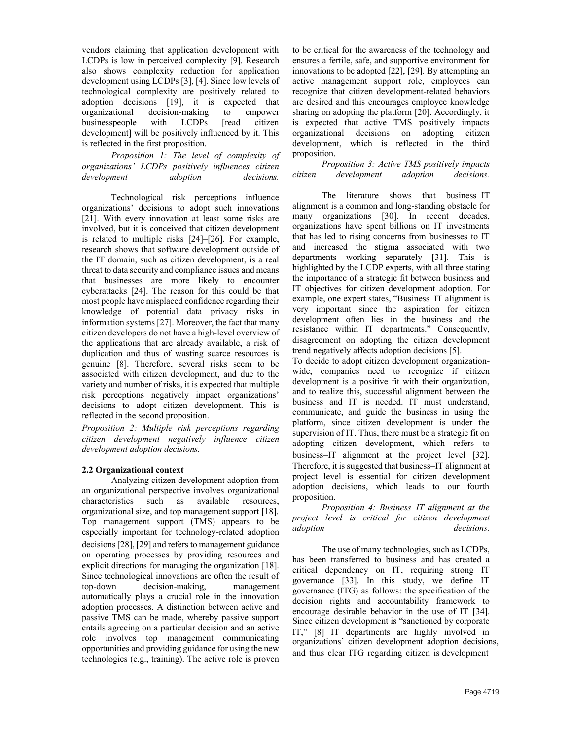vendors claiming that application development with LCDPs is low in perceived complexity [9]. Research also shows complexity reduction for application development using LCDPs [3], [4]. Since low levels of technological complexity are positively related to adoption decisions [19], it is expected that organizational decision-making to empower businesspeople with LCDPs [read citizen development] will be positively influenced by it. This is reflected in the first proposition.

*Proposition 1: The level of complexity of organizations' LCDPs positively influences citizen development adoption decisions.*

Technological risk perceptions influence organizations' decisions to adopt such innovations [21]. With every innovation at least some risks are involved, but it is conceived that citizen development is related to multiple risks [24]–[26]. For example, research shows that software development outside of the IT domain, such as citizen development, is a real threat to data security and compliance issues and means that businesses are more likely to encounter cyberattacks [24]. The reason for this could be that most people have misplaced confidence regarding their knowledge of potential data privacy risks in information systems [27]. Moreover, the fact that many citizen developers do not have a high-level overview of the applications that are already available, a risk of duplication and thus of wasting scarce resources is genuine [8]. Therefore, several risks seem to be associated with citizen development, and due to the variety and number of risks, it is expected that multiple risk perceptions negatively impact organizations' decisions to adopt citizen development. This is reflected in the second proposition.

*Proposition 2: Multiple risk perceptions regarding citizen development negatively influence citizen development adoption decisions.*

### 2.2 Organizational context

Analyzing citizen development adoption from an organizational perspective involves organizational characteristics such as available resources, organizational size, and top management support [18]. Top management support (TMS) appears to be especially important for technology-related adoption decisions [28], [29] and refers to management guidance on operating processes by providing resources and explicit directions for managing the organization [18]. Since technological innovations are often the result of top-down decision-making, management automatically plays a crucial role in the innovation adoption processes. A distinction between active and passive TMS can be made, whereby passive support entails agreeing on a particular decision and an active role involves top management communicating opportunities and providing guidance for using the new technologies (e.g., training). The active role is proven to be critical for the awareness of the technology and ensures a fertile, safe, and supportive environment for innovations to be adopted [22], [29]. By attempting an active management support role, employees can recognize that citizen development-related behaviors are desired and this encourages employee knowledge sharing on adopting the platform [20]. Accordingly, it is expected that active TMS positively impacts organizational decisions on adopting citizen development, which is reflected in the third proposition.

*Proposition 3: Active TMS positively impacts citizen development adoption decisions.*

The literature shows that business–IT alignment is a common and long-standing obstacle for many organizations [30]. In recent decades, organizations have spent billions on IT investments that has led to rising concerns from businesses to IT and increased the stigma associated with two departments working separately [31]. This is highlighted by the LCDP experts, with all three stating the importance of a strategic fit between business and IT objectives for citizen development adoption. For example, one expert states, "Business–IT alignment is very important since the aspiration for citizen development often lies in the business and the resistance within IT departments." Consequently, disagreement on adopting the citizen development trend negatively affects adoption decisions [5].

To decide to adopt citizen development organization-wide, companies need to recognize if citizen development is a positive fit with their organization, and to realize this, successful alignment between the business and IT is needed. IT must understand, communicate, and guide the business in using the platform, since citizen development is under the supervision of IT. Thus, there must be a strategic fit on adopting citizen development, which refers to business–IT alignment at the project level [32]. Therefore, it is suggested that business–IT alignment at project level is essential for citizen development adoption decisions, which leads to our fourth proposition.

*Proposition 4: Business–IT alignment at the project level is critical for citizen development adoption decisions.*

The use of many technologies, such as LCDPs, has been transferred to business and has created a critical dependency on IT, requiring strong IT governance [33]. In this study, we define IT governance (ITG) as follows: the specification of the decision rights and accountability framework to encourage desirable behavior in the use of IT [34]. Since citizen development is "sanctioned by corporate IT," [8] IT departments are highly involved in organizations' citizen development adoption decisions, and thus clear ITG regarding citizen is development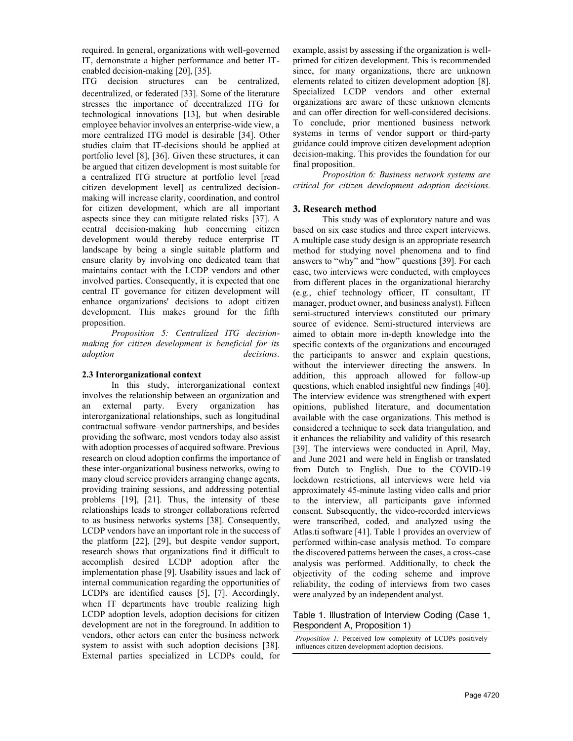required. In general, organizations with well-governed IT, demonstrate a higher performance and better IT-enabled decision-making [20], [35].

ITG decision structures can be centralized, decentralized, or federated [33]. Some of the literature stresses the importance of decentralized ITG for technological innovations [13], but when desirable employee behavior involves an enterprise-wide view, a more centralized ITG model is desirable [34]. Other studies claim that IT-decisions should be applied at portfolio level [8], [36]. Given these structures, it can be argued that citizen development is most suitable for a centralized ITG structure at portfolio level [read citizen development level] as centralized decision-making will increase clarity, coordination, and control for citizen development, which are all important aspects since they can mitigate related risks [37]. A central decision-making hub concerning citizen development would thereby reduce enterprise IT landscape by being a single suitable platform and ensure clarity by involving one dedicated team that maintains contact with the LCDP vendors and other involved parties. Consequently, it is expected that one central IT governance for citizen development will enhance organizations' decisions to adopt citizen development. This makes ground for the fifth proposition.

*Proposition 5: Centralized ITG decision-making for citizen development is beneficial for its adoption decisions.*

### 2.3 Interorganizational context

In this study, interorganizational context involves the relationship between an organization and an external party. Every organization has interorganizational relationships, such as longitudinal contractual software–vendor partnerships, and besides providing the software, most vendors today also assist with adoption processes of acquired software. Previous research on cloud adoption confirms the importance of these inter-organizational business networks, owing to many cloud service providers arranging change agents, providing training sessions, and addressing potential problems [19], [21]. Thus, the intensity of these relationships leads to stronger collaborations referred to as business networks systems [38]. Consequently, LCDP vendors have an important role in the success of the platform [22], [29], but despite vendor support, research shows that organizations find it difficult to accomplish desired LCDP adoption after the implementation phase [9]. Usability issues and lack of internal communication regarding the opportunities of LCDPs are identified causes [5], [7]. Accordingly, when IT departments have trouble realizing high LCDP adoption levels, adoption decisions for citizen development are not in the foreground. In addition to vendors, other actors can enter the business network system to assist with such adoption decisions [38]. External parties specialized in LCDPs could, for example, assist by assessing if the organization is well-primed for citizen development. This is recommended since, for many organizations, there are unknown elements related to citizen development adoption [8]. Specialized LCDP vendors and other external organizations are aware of these unknown elements and can offer direction for well-considered decisions. To conclude, prior mentioned business network systems in terms of vendor support or third-party guidance could improve citizen development adoption decision-making. This provides the foundation for our final proposition.

*Proposition 6: Business network systems are critical for citizen development adoption decisions.*

## 3. Research method

This study was of exploratory nature and was based on six case studies and three expert interviews. A multiple case study design is an appropriate research method for studying novel phenomena and to find answers to "why" and "how" questions [39]. For each case, two interviews were conducted, with employees from different places in the organizational hierarchy (e.g., chief technology officer, IT consultant, IT manager, product owner, and business analyst). Fifteen semi-structured interviews constituted our primary source of evidence. Semi-structured interviews are aimed to obtain more in-depth knowledge into the specific contexts of the organizations and encouraged the participants to answer and explain questions, without the interviewer directing the answers. In addition, this approach allowed for follow-up questions, which enabled insightful new findings [40]. The interview evidence was strengthened with expert opinions, published literature, and documentation available with the case organizations. This method is considered a technique to seek data triangulation, and it enhances the reliability and validity of this research [39]. The interviews were conducted in April, May, and June 2021 and were held in English or translated from Dutch to English. Due to the COVID-19 lockdown restrictions, all interviews were held via approximately 45-minute lasting video calls and prior to the interview, all participants gave informed consent. Subsequently, the video-recorded interviews were transcribed, coded, and analyzed using the Atlas.ti software [41]. Table 1 provides an overview of performed within-case analysis method. To compare the discovered patterns between the cases, a cross-case analysis was performed. Additionally, to check the objectivity of the coding scheme and improve reliability, the coding of interviews from two cases were analyzed by an independent analyst.

Table 1. Illustration of Interview Coding (Case 1, Respondent A, Proposition 1)

| *Proposition 1:* Perceived low complexity of LCDPs positively influences citizen development adoption decisions. |
|---|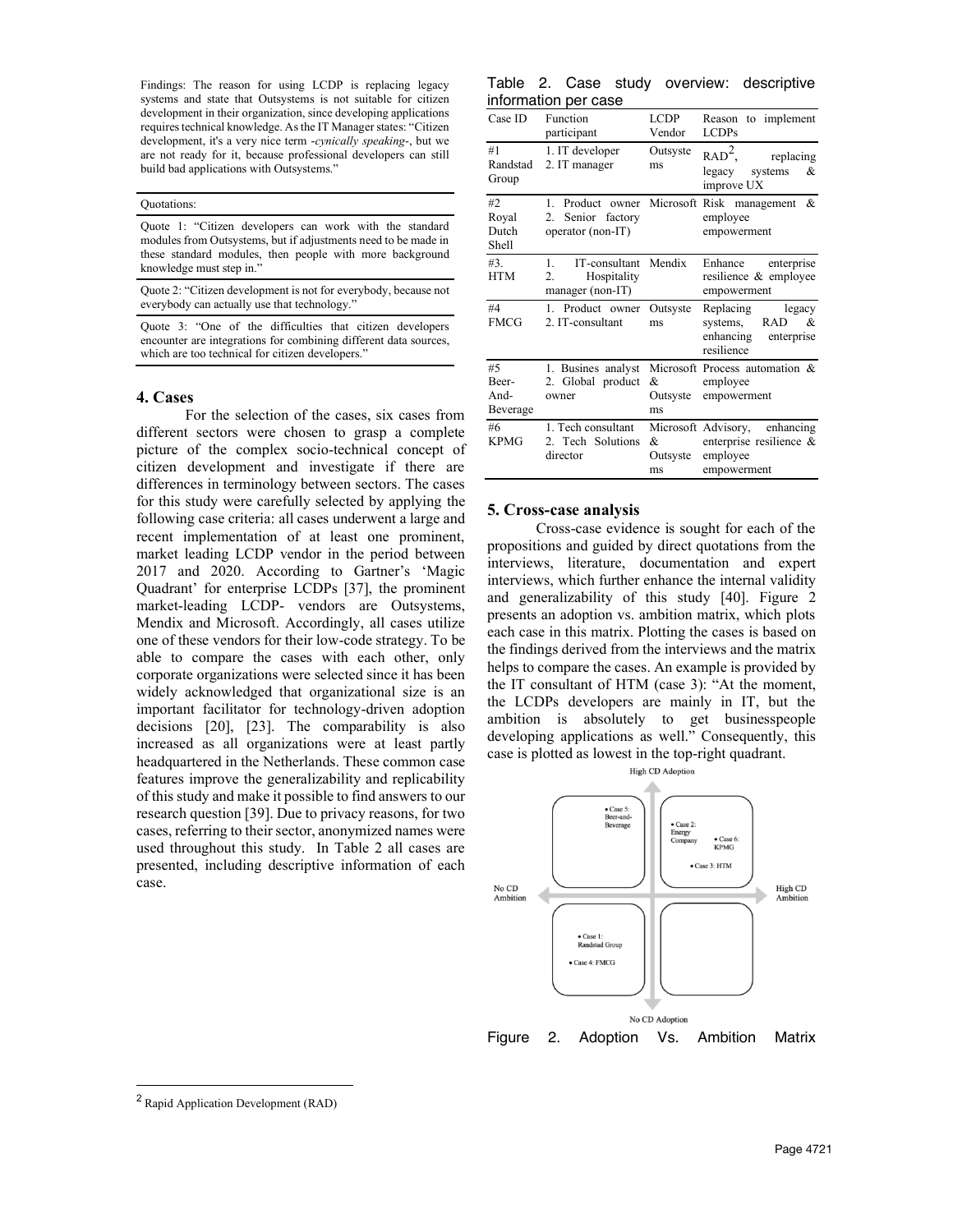Findings: The reason for using LCDP is replacing legacy systems and state that Outsystems is not suitable for citizen development in their organization, since developing applications requires technical knowledge. As the IT Manager states: "Citizen development, it's a very nice term -*cynically speaking*-, but we are not ready for it, because professional developers can still build bad applications with Outsystems."

| Quotations: |
|---|
| Quote 1: "Citizen developers can work with the standard modules from Outsystems, but if adjustments need to be made in these standard modules, then people with more background knowledge must step in." |
| Quote 2: "Citizen development is not for everybody, because not everybody can actually use that technology." |
| Quote 3: "One of the difficulties that citizen developers encounter are integrations for combining different data sources, which are too technical for citizen developers." |

## 4. Cases

For the selection of the cases, six cases from different sectors were chosen to grasp a complete picture of the complex socio-technical concept of citizen development and investigate if there are differences in terminology between sectors. The cases for this study were carefully selected by applying the following case criteria: all cases underwent a large and recent implementation of at least one prominent, market leading LCDP vendor in the period between 2017 and 2020. According to Gartner's 'Magic Quadrant' for enterprise LCDPs [37], the prominent market-leading LCDP- vendors are Outsystems, Mendix and Microsoft. Accordingly, all cases utilize one of these vendors for their low-code strategy. To be able to compare the cases with each other, only corporate organizations were selected since it has been widely acknowledged that organizational size is an important facilitator for technology-driven adoption decisions [20], [23]. The comparability is also increased as all organizations were at least partly headquartered in the Netherlands. These common case features improve the generalizability and replicability of this study and make it possible to find answers to our research question [39]. Due to privacy reasons, for two cases, referring to their sector, anonymized names were used throughout this study. In Table 2 all cases are presented, including descriptive information of each case.

Table 2. Case study overview: descriptive information per case

| Case ID | Function participant | LCDP Vendor | Reason to implement LCDPs |
|---|---|---|---|
| #1 Randstad Group | 1. IT developer 2. IT manager | Outsystems | RAD[2], replacing legacy systems & improve UX |
| #2 Royal Dutch Shell | 1. Product owner 2. Senior factory operator (non-IT) | Microsoft | Risk management & employee empowerment |
| #3. HTM | 1. IT-consultant 2. Hospitality manager (non-IT) | Mendix | Enhance enterprise resilience & employee empowerment |
| #4 FMCG | 1. Product owner 2. IT-consultant | Outsystems | Replacing legacy systems, RAD & enhancing enterprise resilience |
| #5 Beer-And-Beverage | 1. Busines analyst 2. Global product owner | Microsoft & Outsystems | Process automation & employee empowerment |
| #6 KPMG | 1. Tech consultant 2. Tech Solutions director | Microsoft & Outsystems | Advisory, enhancing enterprise resilience & employee empowerment |

## 5. Cross-case analysis

Cross-case evidence is sought for each of the propositions and guided by direct quotations from the interviews, literature, documentation and expert interviews, which further enhance the internal validity and generalizability of this study [40]. Figure 2 presents an adoption vs. ambition matrix, which plots each case in this matrix. Plotting the cases is based on the findings derived from the interviews and the matrix helps to compare the cases. An example is provided by the IT consultant of HTM (case 3): "At the moment, the LCDPs developers are mainly in IT, but the ambition is absolutely to get businesspeople developing applications as well." Consequently, this case is plotted as lowest in the top-right quadrant.

High CD Adoption / No CD Ambition / High CD Ambition / No CD Adoption
- Top-left: Case 5: Beer-and-Beverage
- Top-right: Case 2: Energy Company; Case 6: KPMG; Case 3: HTM
- Bottom-left: Case 1: Randstad Group; Case 4: FMCG

Figure 2. Adoption Vs. Ambition Matrix

[2] Rapid Application Development (RAD)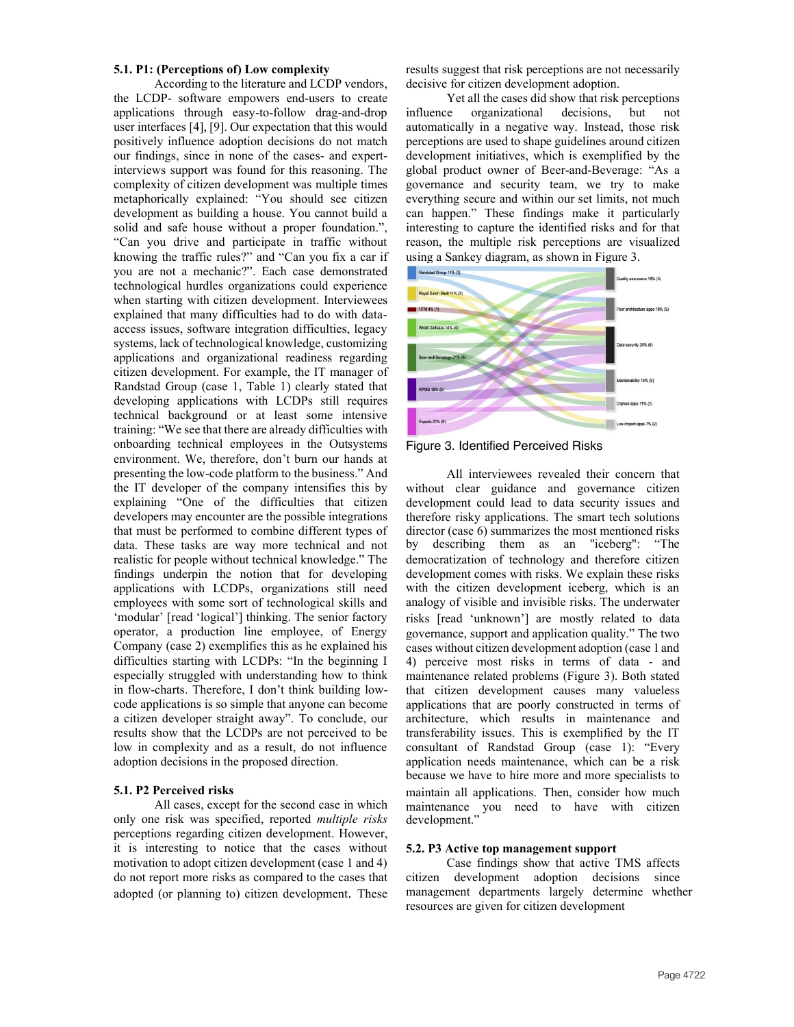### 5.1. P1: (Perceptions of) Low complexity

According to the literature and LCDP vendors, the LCDP- software empowers end-users to create applications through easy-to-follow drag-and-drop user interfaces [4], [9]. Our expectation that this would positively influence adoption decisions do not match our findings, since in none of the cases- and expert-interviews support was found for this reasoning. The complexity of citizen development was multiple times metaphorically explained: "You should see citizen development as building a house. You cannot build a solid and safe house without a proper foundation.", "Can you drive and participate in traffic without knowing the traffic rules?" and "Can you fix a car if you are not a mechanic?". Each case demonstrated technological hurdles organizations could experience when starting with citizen development. Interviewees explained that many difficulties had to do with data-access issues, software integration difficulties, legacy systems, lack of technological knowledge, customizing applications and organizational readiness regarding citizen development. For example, the IT manager of Randstad Group (case 1, Table 1) clearly stated that developing applications with LCDPs still requires technical background or at least some intensive training: "We see that there are already difficulties with onboarding technical employees in the Outsystems environment. We, therefore, don't burn our hands at presenting the low-code platform to the business." And the IT developer of the company intensifies this by explaining "One of the difficulties that citizen developers may encounter are the possible integrations that must be performed to combine different types of data. These tasks are way more technical and not realistic for people without technical knowledge." The findings underpin the notion that for developing applications with LCDPs, organizations still need employees with some sort of technological skills and 'modular' [read 'logical'] thinking. The senior factory operator, a production line employee, of Energy Company (case 2) exemplifies this as he explained his difficulties starting with LCDPs: "In the beginning I especially struggled with understanding how to think in flow-charts. Therefore, I don't think building low-code applications is so simple that anyone can become a citizen developer straight away". To conclude, our results show that the LCDPs are not perceived to be low in complexity and as a result, do not influence adoption decisions in the proposed direction.

### 5.1. P2 Perceived risks

All cases, except for the second case in which only one risk was specified, reported *multiple risks* perceptions regarding citizen development. However, it is interesting to notice that the cases without motivation to adopt citizen development (case 1 and 4) do not report more risks as compared to the cases that adopted (or planning to) citizen development. These results suggest that risk perceptions are not necessarily decisive for citizen development adoption.

Yet all the cases did show that risk perceptions influence organizational decisions, but not automatically in a negative way. Instead, those risk perceptions are used to shape guidelines around citizen development initiatives, which is exemplified by the global product owner of Beer-and-Beverage: "As a governance and security team, we try to make everything secure and within our set limits, not much can happen." These findings make it particularly interesting to capture the identified risks and for that reason, the multiple risk perceptions are visualized using a Sankey diagram, as shown in Figure 3.

Figure 3. Identified Perceived Risks

All interviewees revealed their concern that without clear guidance and governance citizen development could lead to data security issues and therefore risky applications. The smart tech solutions director (case 6) summarizes the most mentioned risks by describing them as an "iceberg": "The democratization of technology and therefore citizen development comes with risks. We explain these risks with the citizen development iceberg, which is an analogy of visible and invisible risks. The underwater risks [read 'unknown'] are mostly related to data governance, support and application quality." The two cases without citizen development adoption (case 1 and 4) perceive most risks in terms of data - and maintenance related problems (Figure 3). Both stated that citizen development causes many valueless applications that are poorly constructed in terms of architecture, which results in maintenance and transferability issues. This is exemplified by the IT consultant of Randstad Group (case 1): "Every application needs maintenance, which can be a risk because we have to hire more and more specialists to maintain all applications. Then, consider how much maintenance you need to have with citizen development."

### 5.2. P3 Active top management support

Case findings show that active TMS affects citizen development adoption decisions since management departments largely determine whether resources are given for citizen development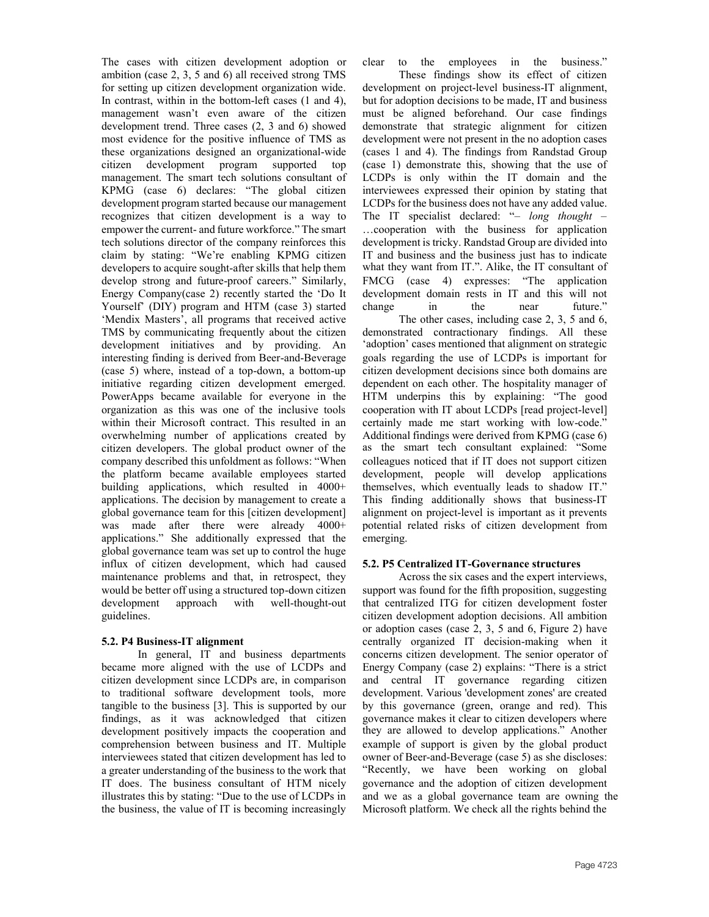The cases with citizen development adoption or ambition (case 2, 3, 5 and 6) all received strong TMS for setting up citizen development organization wide. In contrast, within in the bottom-left cases (1 and 4), management wasn't even aware of the citizen development trend. Three cases (2, 3 and 6) showed most evidence for the positive influence of TMS as these organizations designed an organizational-wide citizen development program supported top management. The smart tech solutions consultant of KPMG (case 6) declares: "The global citizen development program started because our management recognizes that citizen development is a way to empower the current- and future workforce." The smart tech solutions director of the company reinforces this claim by stating: "We're enabling KPMG citizen developers to acquire sought-after skills that help them develop strong and future-proof careers." Similarly, Energy Company(case 2) recently started the 'Do It Yourself' (DIY) program and HTM (case 3) started 'Mendix Masters', all programs that received active TMS by communicating frequently about the citizen development initiatives and by providing. An interesting finding is derived from Beer-and-Beverage (case 5) where, instead of a top-down, a bottom-up initiative regarding citizen development emerged. PowerApps became available for everyone in the organization as this was one of the inclusive tools within their Microsoft contract. This resulted in an overwhelming number of applications created by citizen developers. The global product owner of the company described this unfoldment as follows: "When the platform became available employees started building applications, which resulted in 4000+ applications. The decision by management to create a global governance team for this [citizen development] was made after there were already 4000+ applications." She additionally expressed that the global governance team was set up to control the huge influx of citizen development, which had caused maintenance problems and that, in retrospect, they would be better off using a structured top-down citizen development approach with well-thought-out guidelines.

### 5.2. P4 Business-IT alignment

In general, IT and business departments became more aligned with the use of LCDPs and citizen development since LCDPs are, in comparison to traditional software development tools, more tangible to the business [3]. This is supported by our findings, as it was acknowledged that citizen development positively impacts the cooperation and comprehension between business and IT. Multiple interviewees stated that citizen development has led to a greater understanding of the business to the work that IT does. The business consultant of HTM nicely illustrates this by stating: "Due to the use of LCDPs in the business, the value of IT is becoming increasingly clear to the employees in the business."

These findings show its effect of citizen development on project-level business-IT alignment, but for adoption decisions to be made, IT and business must be aligned beforehand. Our case findings demonstrate that strategic alignment for citizen development were not present in the no adoption cases (cases 1 and 4). The findings from Randstad Group (case 1) demonstrate this, showing that the use of LCDPs is only within the IT domain and the interviewees expressed their opinion by stating that LCDPs for the business does not have any added value. The IT specialist declared: "– *long thought* – …cooperation with the business for application development is tricky. Randstad Group are divided into IT and business and the business just has to indicate what they want from IT.". Alike, the IT consultant of FMCG (case 4) expresses: "The application development domain rests in IT and this will not change in the near future."

The other cases, including case 2, 3, 5 and 6, demonstrated contractionary findings. All these 'adoption' cases mentioned that alignment on strategic goals regarding the use of LCDPs is important for citizen development decisions since both domains are dependent on each other. The hospitality manager of HTM underpins this by explaining: "The good cooperation with IT about LCDPs [read project-level] certainly made me start working with low-code." Additional findings were derived from KPMG (case 6) as the smart tech consultant explained: "Some colleagues noticed that if IT does not support citizen development, people will develop applications themselves, which eventually leads to shadow IT." This finding additionally shows that business-IT alignment on project-level is important as it prevents potential related risks of citizen development from emerging.

### 5.2. P5 Centralized IT-Governance structures

Across the six cases and the expert interviews, support was found for the fifth proposition, suggesting that centralized ITG for citizen development foster citizen development adoption decisions. All ambition or adoption cases (case 2, 3, 5 and 6, Figure 2) have centrally organized IT decision-making when it concerns citizen development. The senior operator of Energy Company (case 2) explains: "There is a strict and central IT governance regarding citizen development. Various 'development zones' are created by this governance (green, orange and red). This governance makes it clear to citizen developers where they are allowed to develop applications." Another example of support is given by the global product owner of Beer-and-Beverage (case 5) as she discloses: "Recently, we have been working on global governance and the adoption of citizen development and we as a global governance team are owning the Microsoft platform. We check all the rights behind the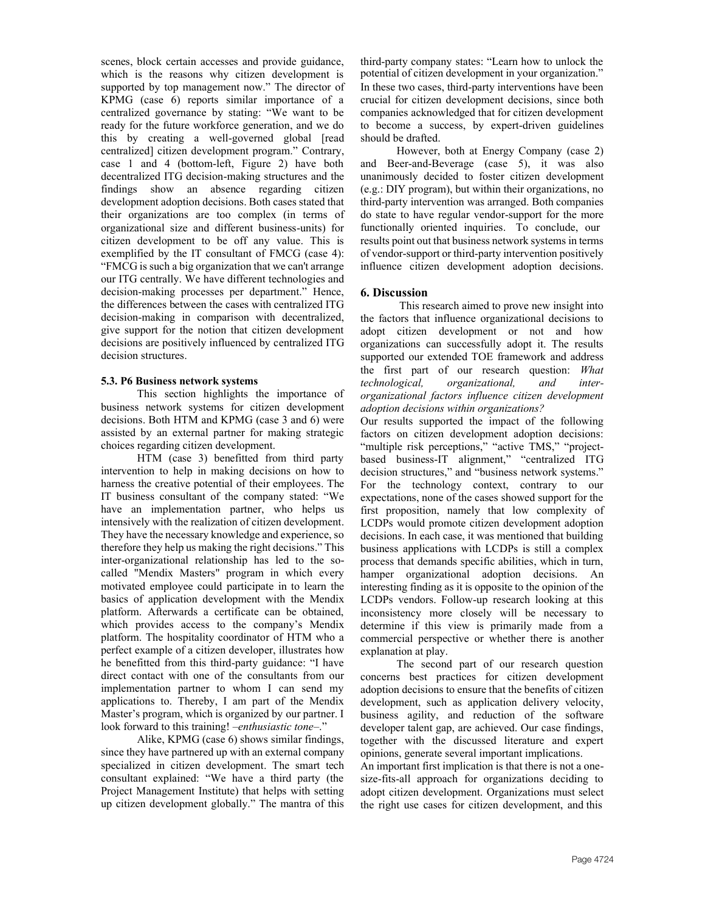scenes, block certain accesses and provide guidance, which is the reasons why citizen development is supported by top management now." The director of KPMG (case 6) reports similar importance of a centralized governance by stating: "We want to be ready for the future workforce generation, and we do this by creating a well-governed global [read centralized] citizen development program." Contrary, case 1 and 4 (bottom-left, Figure 2) have both decentralized ITG decision-making structures and the findings show an absence regarding citizen development adoption decisions. Both cases stated that their organizations are too complex (in terms of organizational size and different business-units) for citizen development to be off any value. This is exemplified by the IT consultant of FMCG (case 4): "FMCG is such a big organization that we can't arrange our ITG centrally. We have different technologies and decision-making processes per department." Hence, the differences between the cases with centralized ITG decision-making in comparison with decentralized, give support for the notion that citizen development decisions are positively influenced by centralized ITG decision structures.

### 5.3. P6 Business network systems

This section highlights the importance of business network systems for citizen development decisions. Both HTM and KPMG (case 3 and 6) were assisted by an external partner for making strategic choices regarding citizen development.

HTM (case 3) benefitted from third party intervention to help in making decisions on how to harness the creative potential of their employees. The IT business consultant of the company stated: "We have an implementation partner, who helps us intensively with the realization of citizen development. They have the necessary knowledge and experience, so therefore they help us making the right decisions." This inter-organizational relationship has led to the so-called "Mendix Masters" program in which every motivated employee could participate in to learn the basics of application development with the Mendix platform. Afterwards a certificate can be obtained, which provides access to the company's Mendix platform. The hospitality coordinator of HTM who a perfect example of a citizen developer, illustrates how he benefitted from this third-party guidance: "I have direct contact with one of the consultants from our implementation partner to whom I can send my applications to. Thereby, I am part of the Mendix Master's program, which is organized by our partner. I look forward to this training! *–enthusiastic tone–*."

Alike, KPMG (case 6) shows similar findings, since they have partnered up with an external company specialized in citizen development. The smart tech consultant explained: "We have a third party (the Project Management Institute) that helps with setting up citizen development globally." The mantra of this third-party company states: "Learn how to unlock the potential of citizen development in your organization." In these two cases, third-party interventions have been crucial for citizen development decisions, since both companies acknowledged that for citizen development to become a success, by expert-driven guidelines should be drafted.

However, both at Energy Company (case 2) and Beer-and-Beverage (case 5), it was also unanimously decided to foster citizen development (e.g.: DIY program), but within their organizations, no third-party intervention was arranged. Both companies do state to have regular vendor-support for the more functionally oriented inquiries. To conclude, our results point out that business network systems in terms of vendor-support or third-party intervention positively influence citizen development adoption decisions.

## 6. Discussion

This research aimed to prove new insight into the factors that influence organizational decisions to adopt citizen development or not and how organizations can successfully adopt it. The results supported our extended TOE framework and address the first part of our research question: *What technological, organizational, and inter-organizational factors influence citizen development adoption decisions within organizations?*

Our results supported the impact of the following factors on citizen development adoption decisions: "multiple risk perceptions," "active TMS," "project-based business-IT alignment," "centralized ITG decision structures," and "business network systems." For the technology context, contrary to our expectations, none of the cases showed support for the first proposition, namely that low complexity of LCDPs would promote citizen development adoption decisions. In each case, it was mentioned that building business applications with LCDPs is still a complex process that demands specific abilities, which in turn, hamper organizational adoption decisions. An interesting finding as it is opposite to the opinion of the LCDPs vendors. Follow-up research looking at this inconsistency more closely will be necessary to determine if this view is primarily made from a commercial perspective or whether there is another explanation at play.

The second part of our research question concerns best practices for citizen development adoption decisions to ensure that the benefits of citizen development, such as application delivery velocity, business agility, and reduction of the software developer talent gap, are achieved. Our case findings, together with the discussed literature and expert opinions, generate several important implications.

An important first implication is that there is not a one-size-fits-all approach for organizations deciding to adopt citizen development. Organizations must select the right use cases for citizen development, and this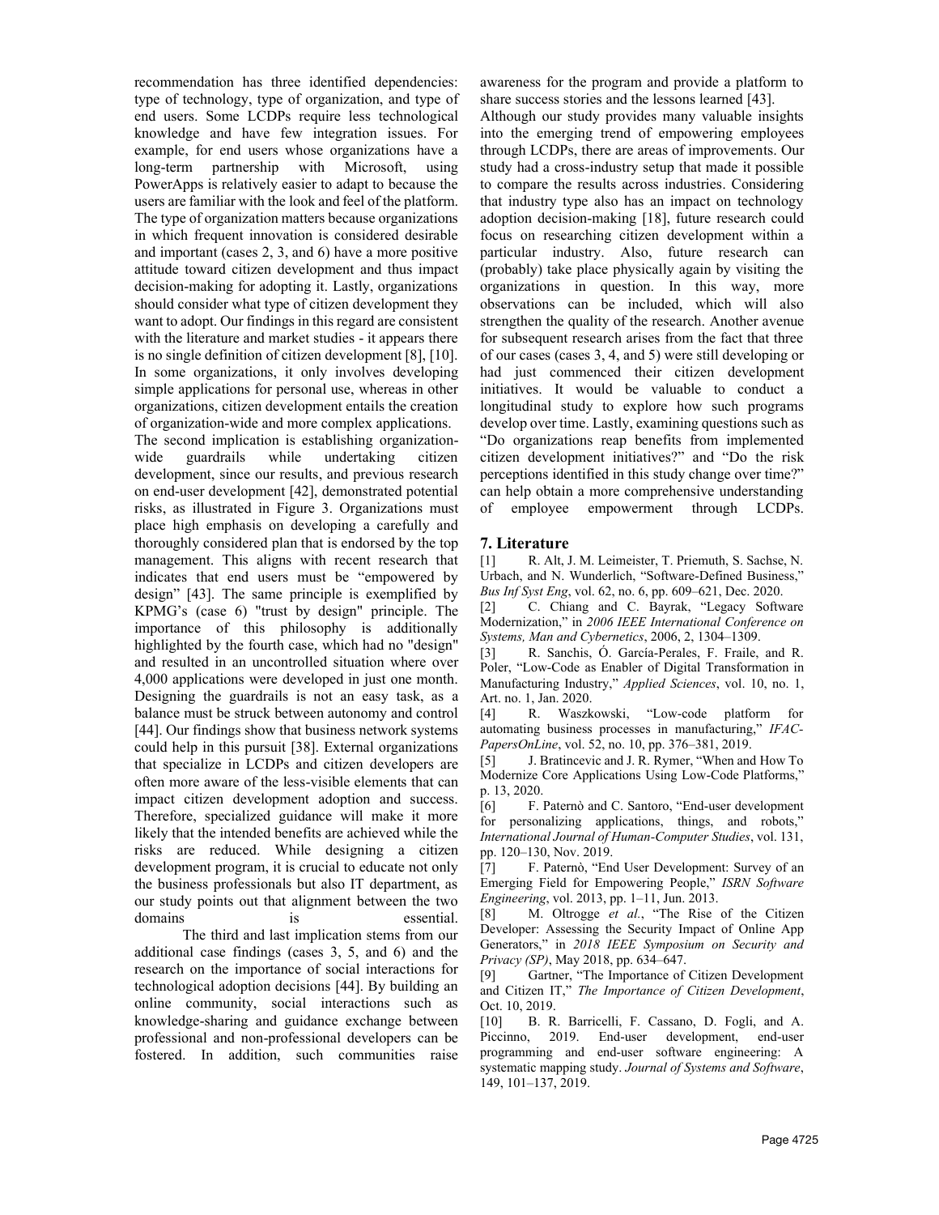recommendation has three identified dependencies: type of technology, type of organization, and type of end users. Some LCDPs require less technological knowledge and have few integration issues. For example, for end users whose organizations have a long-term partnership with Microsoft, using PowerApps is relatively easier to adapt to because the users are familiar with the look and feel of the platform. The type of organization matters because organizations in which frequent innovation is considered desirable and important (cases 2, 3, and 6) have a more positive attitude toward citizen development and thus impact decision-making for adopting it. Lastly, organizations should consider what type of citizen development they want to adopt. Our findings in this regard are consistent with the literature and market studies - it appears there is no single definition of citizen development [8], [10]. In some organizations, it only involves developing simple applications for personal use, whereas in other organizations, citizen development entails the creation of organization-wide and more complex applications.

The second implication is establishing organization-wide guardrails while undertaking citizen development, since our results, and previous research on end-user development [42], demonstrated potential risks, as illustrated in Figure 3. Organizations must place high emphasis on developing a carefully and thoroughly considered plan that is endorsed by the top management. This aligns with recent research that indicates that end users must be "empowered by design" [43]. The same principle is exemplified by KPMG's (case 6) "trust by design" principle. The importance of this philosophy is additionally highlighted by the fourth case, which had no "design" and resulted in an uncontrolled situation where over 4,000 applications were developed in just one month. Designing the guardrails is not an easy task, as a balance must be struck between autonomy and control [44]. Our findings show that business network systems could help in this pursuit [38]. External organizations that specialize in LCDPs and citizen developers are often more aware of the less-visible elements that can impact citizen development adoption and success. Therefore, specialized guidance will make it more likely that the intended benefits are achieved while the risks are reduced. While designing a citizen development program, it is crucial to educate not only the business professionals but also IT department, as our study points out that alignment between the two domains is essential.

The third and last implication stems from our additional case findings (cases 3, 5, and 6) and the research on the importance of social interactions for technological adoption decisions [44]. By building an online community, social interactions such as knowledge-sharing and guidance exchange between professional and non-professional developers can be fostered. In addition, such communities raise awareness for the program and provide a platform to share success stories and the lessons learned [43].

Although our study provides many valuable insights into the emerging trend of empowering employees through LCDPs, there are areas of improvements. Our study had a cross-industry setup that made it possible to compare the results across industries. Considering that industry type also has an impact on technology adoption decision-making [18], future research could focus on researching citizen development within a particular industry. Also, future research can (probably) take place physically again by visiting the organizations in question. In this way, more observations can be included, which will also strengthen the quality of the research. Another avenue for subsequent research arises from the fact that three of our cases (cases 3, 4, and 5) were still developing or had just commenced their citizen development initiatives. It would be valuable to conduct a longitudinal study to explore how such programs develop over time. Lastly, examining questions such as "Do organizations reap benefits from implemented citizen development initiatives?" and "Do the risk perceptions identified in this study change over time?" can help obtain a more comprehensive understanding of employee empowerment through LCDPs.

## 7. Literature

[1] R. Alt, J. M. Leimeister, T. Priemuth, S. Sachse, N. Urbach, and N. Wunderlich, "Software-Defined Business," *Bus Inf Syst Eng*, vol. 62, no. 6, pp. 609–621, Dec. 2020.

[2] C. Chiang and C. Bayrak, "Legacy Software Modernization," in *2006 IEEE International Conference on Systems, Man and Cybernetics*, 2006, 2, 1304–1309.

[3] R. Sanchis, Ó. García-Perales, F. Fraile, and R. Poler, "Low-Code as Enabler of Digital Transformation in Manufacturing Industry," *Applied Sciences*, vol. 10, no. 1, Art. no. 1, Jan. 2020.

[4] R. Waszkowski, "Low-code platform for automating business processes in manufacturing," *IFAC-PapersOnLine*, vol. 52, no. 10, pp. 376–381, 2019.

[5] J. Bratincevic and J. R. Rymer, "When and How To Modernize Core Applications Using Low-Code Platforms," p. 13, 2020.

[6] F. Paternò and C. Santoro, "End-user development for personalizing applications, things, and robots," *International Journal of Human-Computer Studies*, vol. 131, pp. 120–130, Nov. 2019.

[7] F. Paternò, "End User Development: Survey of an Emerging Field for Empowering People," *ISRN Software Engineering*, vol. 2013, pp. 1–11, Jun. 2013.

[8] M. Oltrogge *et al.*, "The Rise of the Citizen Developer: Assessing the Security Impact of Online App Generators," in *2018 IEEE Symposium on Security and Privacy (SP)*, May 2018, pp. 634–647.

[9] Gartner, "The Importance of Citizen Development and Citizen IT," *The Importance of Citizen Development*, Oct. 10, 2019.

[10] B. R. Barricelli, F. Cassano, D. Fogli, and A. Piccinno, 2019. End-user development, end-user programming and end-user software engineering: A systematic mapping study. *Journal of Systems and Software*, 149, 101–137, 2019.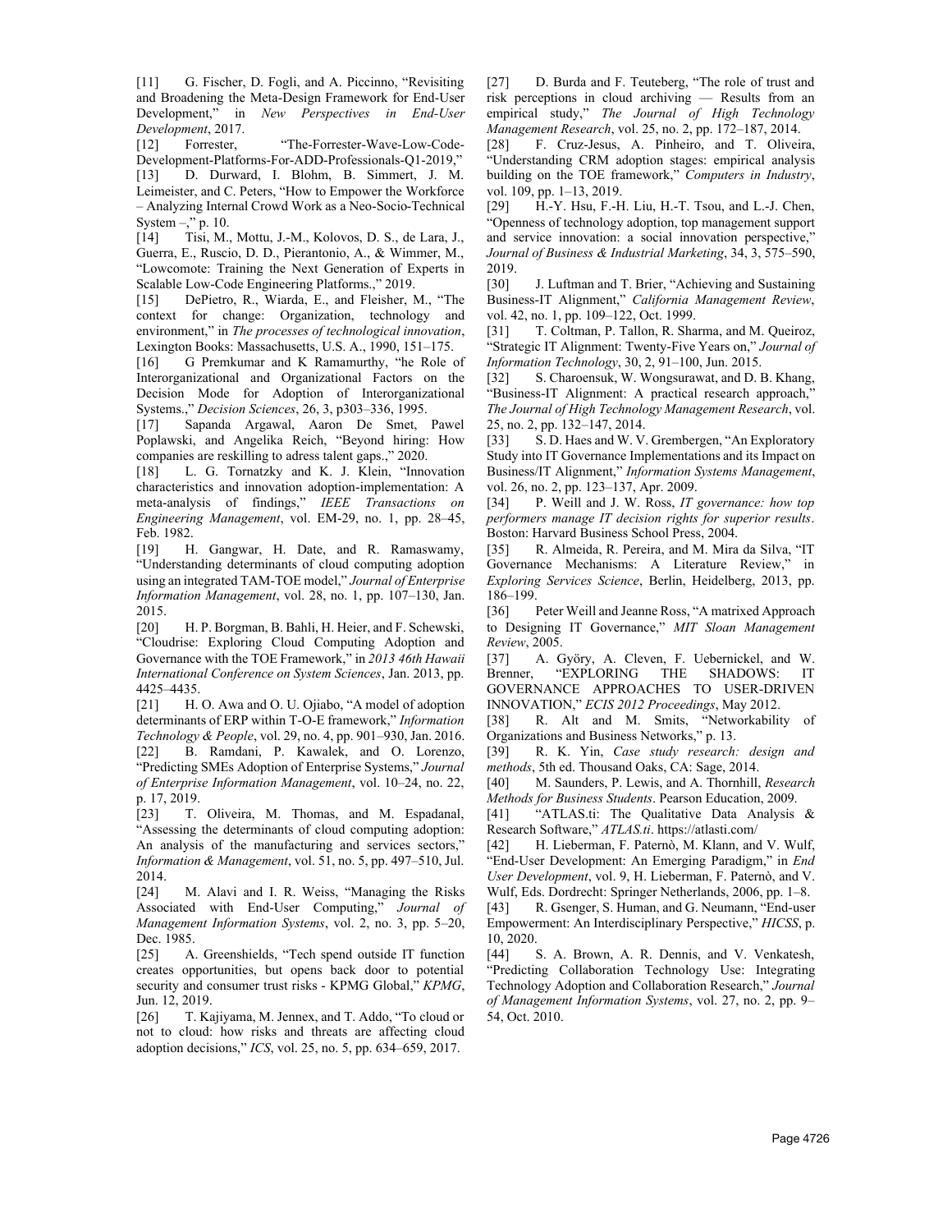[11] G. Fischer, D. Fogli, and A. Piccinno, "Revisiting and Broadening the Meta-Design Framework for End-User Development," in *New Perspectives in End-User Development*, 2017.

[12] Forrester, "The-Forrester-Wave-Low-Code-Development-Platforms-For-ADD-Professionals-Q1-2019,"

[13] D. Durward, I. Blohm, B. Simmert, J. M. Leimeister, and C. Peters, "How to Empower the Workforce – Analyzing Internal Crowd Work as a Neo-Socio-Technical System –," p. 10.

[14] Tisi, M., Mottu, J.-M., Kolovos, D. S., de Lara, J., Guerra, E., Ruscio, D. D., Pierantonio, A., & Wimmer, M., "Lowcomote: Training the Next Generation of Experts in Scalable Low-Code Engineering Platforms.," 2019.

[15] DePietro, R., Wiarda, E., and Fleisher, M., "The context for change: Organization, technology and environment," in *The processes of technological innovation*, Lexington Books: Massachusetts, U.S. A., 1990, 151–175.

[16] G Premkumar and K Ramamurthy, "he Role of Interorganizational and Organizational Factors on the Decision Mode for Adoption of Interorganizational Systems.," *Decision Sciences*, 26, 3, p303–336, 1995.

[17] Sapanda Argawal, Aaron De Smet, Pawel Poplawski, and Angelika Reich, "Beyond hiring: How companies are reskilling to adress talent gaps.," 2020.

[18] L. G. Tornatzky and K. J. Klein, "Innovation characteristics and innovation adoption-implementation: A meta-analysis of findings," *IEEE Transactions on Engineering Management*, vol. EM-29, no. 1, pp. 28–45, Feb. 1982.

[19] H. Gangwar, H. Date, and R. Ramaswamy, "Understanding determinants of cloud computing adoption using an integrated TAM-TOE model," *Journal of Enterprise Information Management*, vol. 28, no. 1, pp. 107–130, Jan. 2015.

[20] H. P. Borgman, B. Bahli, H. Heier, and F. Schewski, "Cloudrise: Exploring Cloud Computing Adoption and Governance with the TOE Framework," in *2013 46th Hawaii International Conference on System Sciences*, Jan. 2013, pp. 4425–4435.

[21] H. O. Awa and O. U. Ojiabo, "A model of adoption determinants of ERP within T-O-E framework," *Information Technology & People*, vol. 29, no. 4, pp. 901–930, Jan. 2016.

[22] B. Ramdani, P. Kawalek, and O. Lorenzo, "Predicting SMEs Adoption of Enterprise Systems," *Journal of Enterprise Information Management*, vol. 10–24, no. 22, p. 17, 2019.

[23] T. Oliveira, M. Thomas, and M. Espadanal, "Assessing the determinants of cloud computing adoption: An analysis of the manufacturing and services sectors," *Information & Management*, vol. 51, no. 5, pp. 497–510, Jul. 2014.

[24] M. Alavi and I. R. Weiss, "Managing the Risks Associated with End-User Computing," *Journal of Management Information Systems*, vol. 2, no. 3, pp. 5–20, Dec. 1985.

[25] A. Greenshields, "Tech spend outside IT function creates opportunities, but opens back door to potential security and consumer trust risks - KPMG Global," *KPMG*, Jun. 12, 2019.

[26] T. Kajiyama, M. Jennex, and T. Addo, "To cloud or not to cloud: how risks and threats are affecting cloud adoption decisions," *ICS*, vol. 25, no. 5, pp. 634–659, 2017.

[27] D. Burda and F. Teuteberg, "The role of trust and risk perceptions in cloud archiving — Results from an empirical study," *The Journal of High Technology Management Research*, vol. 25, no. 2, pp. 172–187, 2014.

[28] F. Cruz-Jesus, A. Pinheiro, and T. Oliveira, "Understanding CRM adoption stages: empirical analysis building on the TOE framework," *Computers in Industry*, vol. 109, pp. 1–13, 2019.

[29] H.-Y. Hsu, F.-H. Liu, H.-T. Tsou, and L.-J. Chen, "Openness of technology adoption, top management support and service innovation: a social innovation perspective," *Journal of Business & Industrial Marketing*, 34, 3, 575–590, 2019.

[30] J. Luftman and T. Brier, "Achieving and Sustaining Business-IT Alignment," *California Management Review*, vol. 42, no. 1, pp. 109–122, Oct. 1999.

[31] T. Coltman, P. Tallon, R. Sharma, and M. Queiroz, "Strategic IT Alignment: Twenty-Five Years on," *Journal of Information Technology*, 30, 2, 91–100, Jun. 2015.

[32] S. Charoensuk, W. Wongsurawat, and D. B. Khang, "Business-IT Alignment: A practical research approach," *The Journal of High Technology Management Research*, vol. 25, no. 2, pp. 132–147, 2014.

[33] S. D. Haes and W. V. Grembergen, "An Exploratory Study into IT Governance Implementations and its Impact on Business/IT Alignment," *Information Systems Management*, vol. 26, no. 2, pp. 123–137, Apr. 2009.

[34] P. Weill and J. W. Ross, *IT governance: how top performers manage IT decision rights for superior results*. Boston: Harvard Business School Press, 2004.

[35] R. Almeida, R. Pereira, and M. Mira da Silva, "IT Governance Mechanisms: A Literature Review," in *Exploring Services Science*, Berlin, Heidelberg, 2013, pp. 186–199.

[36] Peter Weill and Jeanne Ross, "A matrixed Approach to Designing IT Governance," *MIT Sloan Management Review*, 2005.

[37] A. Györy, A. Cleven, F. Uebernickel, and W. Brenner, "EXPLORING THE SHADOWS: IT GOVERNANCE APPROACHES TO USER-DRIVEN INNOVATION," *ECIS 2012 Proceedings*, May 2012.

[38] R. Alt and M. Smits, "Networkability of Organizations and Business Networks," p. 13.

[39] R. K. Yin, *Case study research: design and methods*, 5th ed. Thousand Oaks, CA: Sage, 2014.

[40] M. Saunders, P. Lewis, and A. Thornhill, *Research Methods for Business Students*. Pearson Education, 2009.

[41] "ATLAS.ti: The Qualitative Data Analysis & Research Software," *ATLAS.ti*. https://atlasti.com/

[42] H. Lieberman, F. Paternò, M. Klann, and V. Wulf, "End-User Development: An Emerging Paradigm," in *End User Development*, vol. 9, H. Lieberman, F. Paternò, and V. Wulf, Eds. Dordrecht: Springer Netherlands, 2006, pp. 1–8.

[43] R. Gsenger, S. Human, and G. Neumann, "End-user Empowerment: An Interdisciplinary Perspective," *HICSS*, p. 10, 2020.

[44] S. A. Brown, A. R. Dennis, and V. Venkatesh, "Predicting Collaboration Technology Use: Integrating Technology Adoption and Collaboration Research," *Journal of Management Information Systems*, vol. 27, no. 2, pp. 9–54, Oct. 2010.